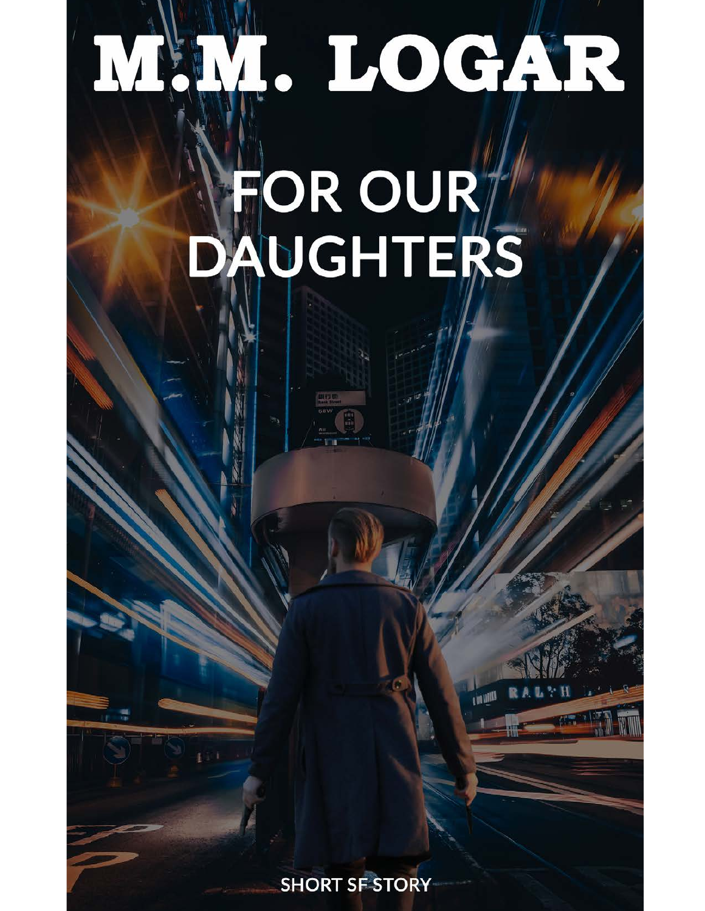# M.M. LOGAR

# FOR OUR DAUGHTERS

SHORT SF STORY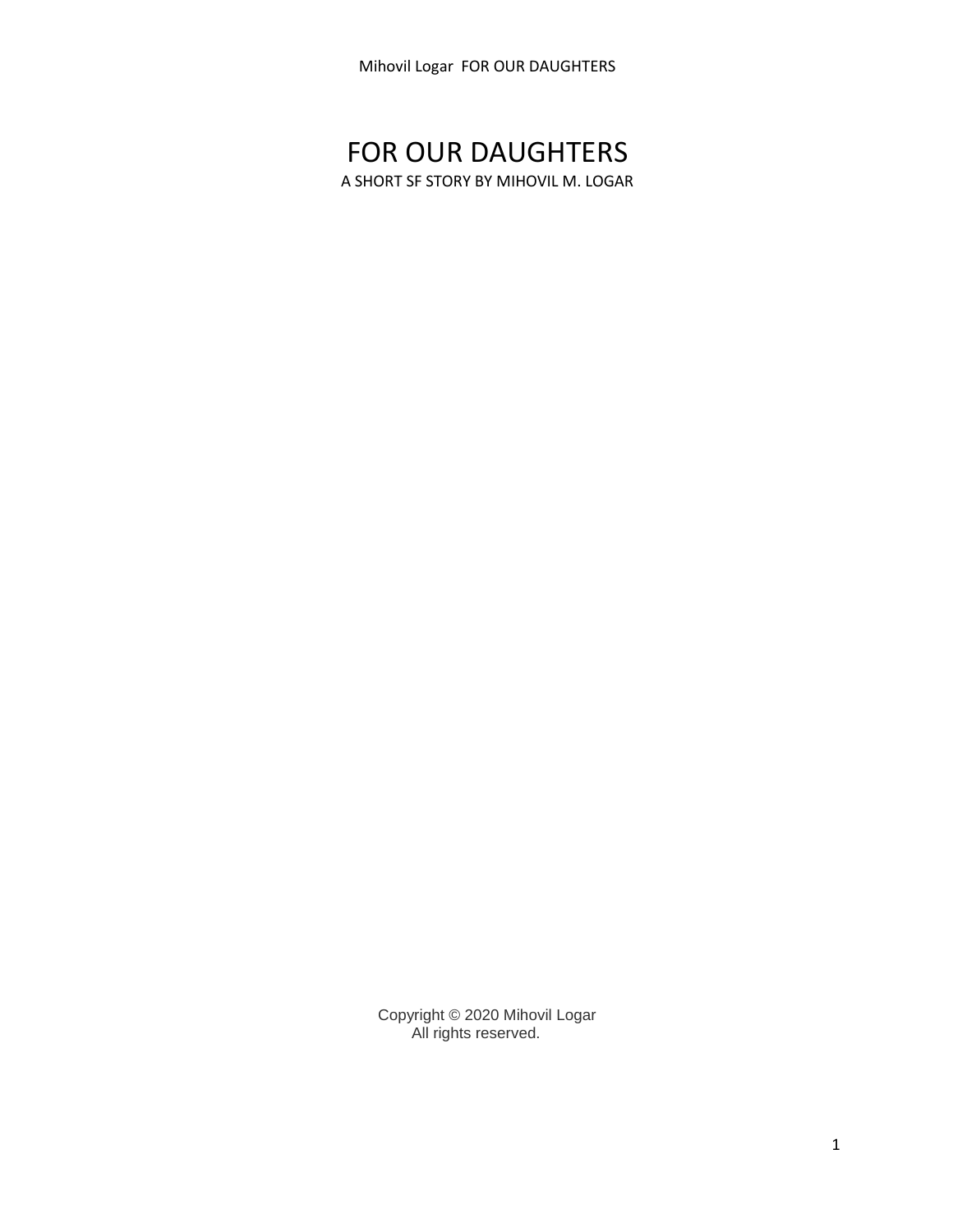# FOR OUR DAUGHTERS

A SHORT SF STORY BY MIHOVIL M. LOGAR

Copyright © 2020 Mihovil Logar
All rights reserved.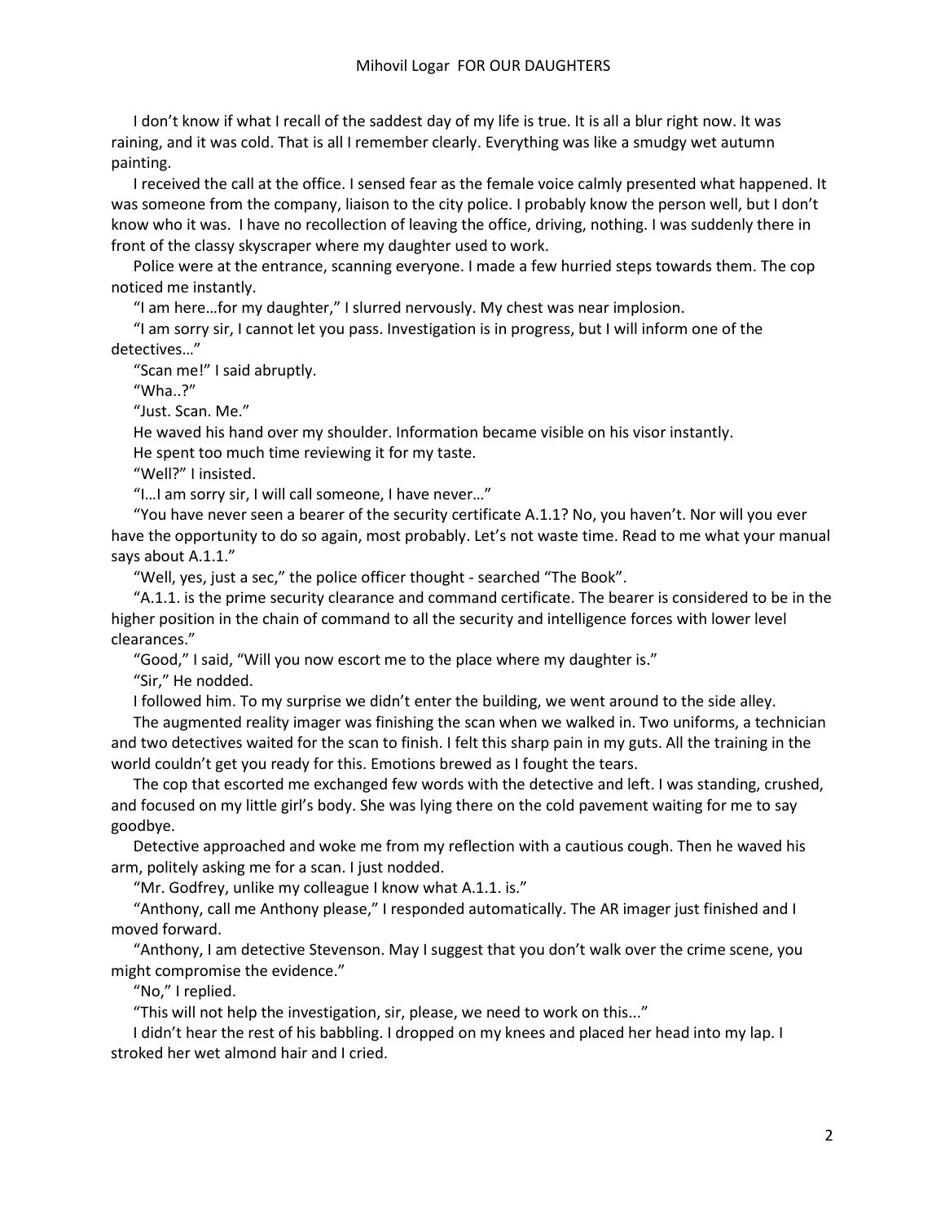I don't know if what I recall of the saddest day of my life is true. It is all a blur right now. It was raining, and it was cold. That is all I remember clearly. Everything was like a smudgy wet autumn painting.

I received the call at the office. I sensed fear as the female voice calmly presented what happened. It was someone from the company, liaison to the city police. I probably know the person well, but I don't know who it was. I have no recollection of leaving the office, driving, nothing. I was suddenly there in front of the classy skyscraper where my daughter used to work.

Police were at the entrance, scanning everyone. I made a few hurried steps towards them. The cop noticed me instantly.

"I am here…for my daughter," I slurred nervously. My chest was near implosion.

"I am sorry sir, I cannot let you pass. Investigation is in progress, but I will inform one of the detectives…"

"Scan me!" I said abruptly.

"Wha..?"

"Just. Scan. Me."

He waved his hand over my shoulder. Information became visible on his visor instantly.

He spent too much time reviewing it for my taste.

"Well?" I insisted.

"I…I am sorry sir, I will call someone, I have never…"

"You have never seen a bearer of the security certificate A.1.1? No, you haven't. Nor will you ever have the opportunity to do so again, most probably. Let's not waste time. Read to me what your manual says about A.1.1."

"Well, yes, just a sec," the police officer thought - searched "The Book".

"A.1.1. is the prime security clearance and command certificate. The bearer is considered to be in the higher position in the chain of command to all the security and intelligence forces with lower level clearances."

"Good," I said, "Will you now escort me to the place where my daughter is."

"Sir," He nodded.

I followed him. To my surprise we didn't enter the building, we went around to the side alley.

The augmented reality imager was finishing the scan when we walked in. Two uniforms, a technician and two detectives waited for the scan to finish. I felt this sharp pain in my guts. All the training in the world couldn't get you ready for this. Emotions brewed as I fought the tears.

The cop that escorted me exchanged few words with the detective and left. I was standing, crushed, and focused on my little girl's body. She was lying there on the cold pavement waiting for me to say goodbye.

Detective approached and woke me from my reflection with a cautious cough. Then he waved his arm, politely asking me for a scan. I just nodded.

"Mr. Godfrey, unlike my colleague I know what A.1.1. is."

"Anthony, call me Anthony please," I responded automatically. The AR imager just finished and I moved forward.

"Anthony, I am detective Stevenson. May I suggest that you don't walk over the crime scene, you might compromise the evidence."

"No," I replied.

"This will not help the investigation, sir, please, we need to work on this..."

I didn't hear the rest of his babbling. I dropped on my knees and placed her head into my lap. I stroked her wet almond hair and I cried.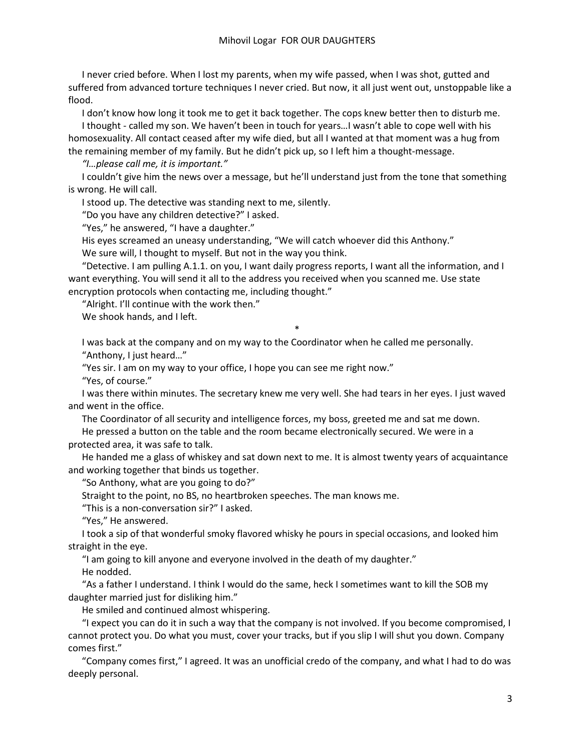I never cried before. When I lost my parents, when my wife passed, when I was shot, gutted and suffered from advanced torture techniques I never cried. But now, it all just went out, unstoppable like a flood.

I don't know how long it took me to get it back together. The cops knew better then to disturb me.

I thought - called my son. We haven't been in touch for years…I wasn't able to cope well with his homosexuality. All contact ceased after my wife died, but all I wanted at that moment was a hug from the remaining member of my family. But he didn't pick up, so I left him a thought-message.

*"I…please call me, it is important."*

I couldn't give him the news over a message, but he'll understand just from the tone that something is wrong. He will call.

I stood up. The detective was standing next to me, silently.

"Do you have any children detective?" I asked.

"Yes," he answered, "I have a daughter."

His eyes screamed an uneasy understanding, "We will catch whoever did this Anthony."

We sure will, I thought to myself. But not in the way you think.

"Detective. I am pulling A.1.1. on you, I want daily progress reports, I want all the information, and I want everything. You will send it all to the address you received when you scanned me. Use state encryption protocols when contacting me, including thought."

"Alright. I'll continue with the work then."

We shook hands, and I left.

*

I was back at the company and on my way to the Coordinator when he called me personally.

"Anthony, I just heard…"

"Yes sir. I am on my way to your office, I hope you can see me right now."

"Yes, of course."

I was there within minutes. The secretary knew me very well. She had tears in her eyes. I just waved and went in the office.

The Coordinator of all security and intelligence forces, my boss, greeted me and sat me down.

He pressed a button on the table and the room became electronically secured. We were in a protected area, it was safe to talk.

He handed me a glass of whiskey and sat down next to me. It is almost twenty years of acquaintance and working together that binds us together.

"So Anthony, what are you going to do?"

Straight to the point, no BS, no heartbroken speeches. The man knows me.

"This is a non-conversation sir?" I asked.

"Yes," He answered.

I took a sip of that wonderful smoky flavored whisky he pours in special occasions, and looked him straight in the eye.

"I am going to kill anyone and everyone involved in the death of my daughter."

He nodded.

"As a father I understand. I think I would do the same, heck I sometimes want to kill the SOB my daughter married just for disliking him."

He smiled and continued almost whispering.

"I expect you can do it in such a way that the company is not involved. If you become compromised, I cannot protect you. Do what you must, cover your tracks, but if you slip I will shut you down. Company comes first."

"Company comes first," I agreed. It was an unofficial credo of the company, and what I had to do was deeply personal.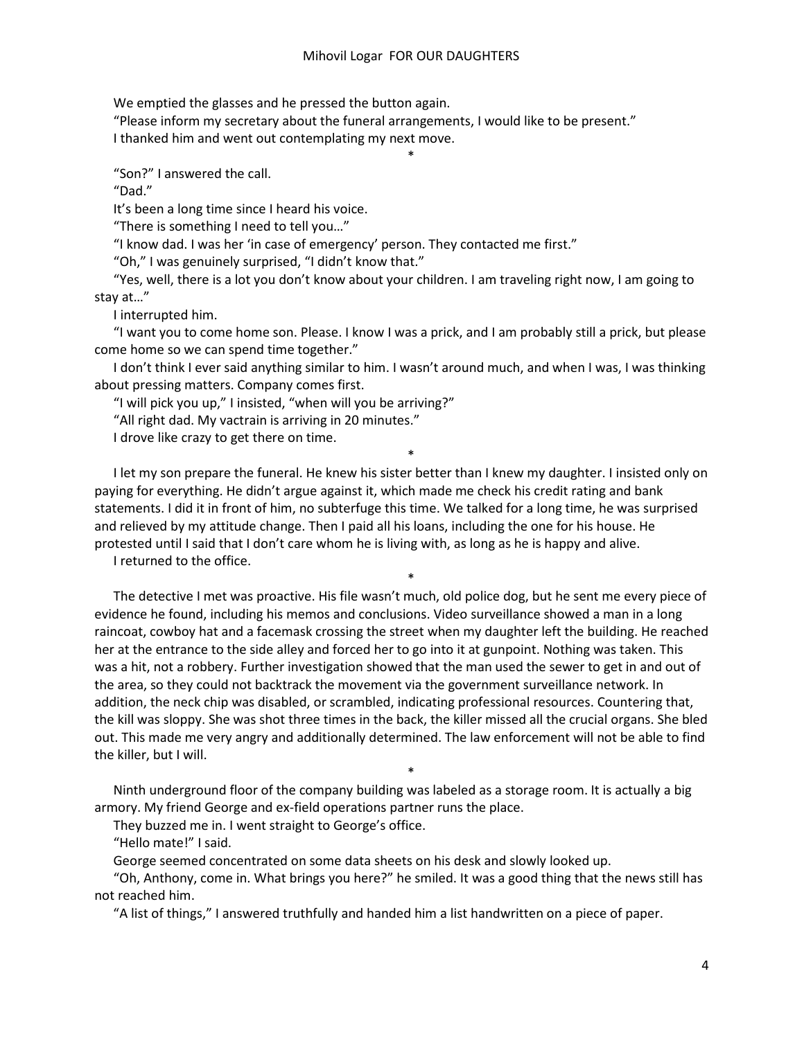We emptied the glasses and he pressed the button again.

"Please inform my secretary about the funeral arrangements, I would like to be present."

I thanked him and went out contemplating my next move.

*

"Son?" I answered the call.

"Dad."

It's been a long time since I heard his voice.

"There is something I need to tell you…"

"I know dad. I was her 'in case of emergency' person. They contacted me first."

"Oh," I was genuinely surprised, "I didn't know that."

"Yes, well, there is a lot you don't know about your children. I am traveling right now, I am going to stay at…"

I interrupted him.

"I want you to come home son. Please. I know I was a prick, and I am probably still a prick, but please come home so we can spend time together."

I don't think I ever said anything similar to him. I wasn't around much, and when I was, I was thinking about pressing matters. Company comes first.

"I will pick you up," I insisted, "when will you be arriving?"

"All right dad. My vactrain is arriving in 20 minutes."

I drove like crazy to get there on time.

*

I let my son prepare the funeral. He knew his sister better than I knew my daughter. I insisted only on paying for everything. He didn't argue against it, which made me check his credit rating and bank statements. I did it in front of him, no subterfuge this time. We talked for a long time, he was surprised and relieved by my attitude change. Then I paid all his loans, including the one for his house. He protested until I said that I don't care whom he is living with, as long as he is happy and alive.

I returned to the office.

*

The detective I met was proactive. His file wasn't much, old police dog, but he sent me every piece of evidence he found, including his memos and conclusions. Video surveillance showed a man in a long raincoat, cowboy hat and a facemask crossing the street when my daughter left the building. He reached her at the entrance to the side alley and forced her to go into it at gunpoint. Nothing was taken. This was a hit, not a robbery. Further investigation showed that the man used the sewer to get in and out of the area, so they could not backtrack the movement via the government surveillance network. In addition, the neck chip was disabled, or scrambled, indicating professional resources. Countering that, the kill was sloppy. She was shot three times in the back, the killer missed all the crucial organs. She bled out. This made me very angry and additionally determined. The law enforcement will not be able to find the killer, but I will.

*

Ninth underground floor of the company building was labeled as a storage room. It is actually a big armory. My friend George and ex-field operations partner runs the place.

They buzzed me in. I went straight to George's office.

"Hello mate!" I said.

George seemed concentrated on some data sheets on his desk and slowly looked up.

"Oh, Anthony, come in. What brings you here?" he smiled. It was a good thing that the news still has not reached him.

"A list of things," I answered truthfully and handed him a list handwritten on a piece of paper.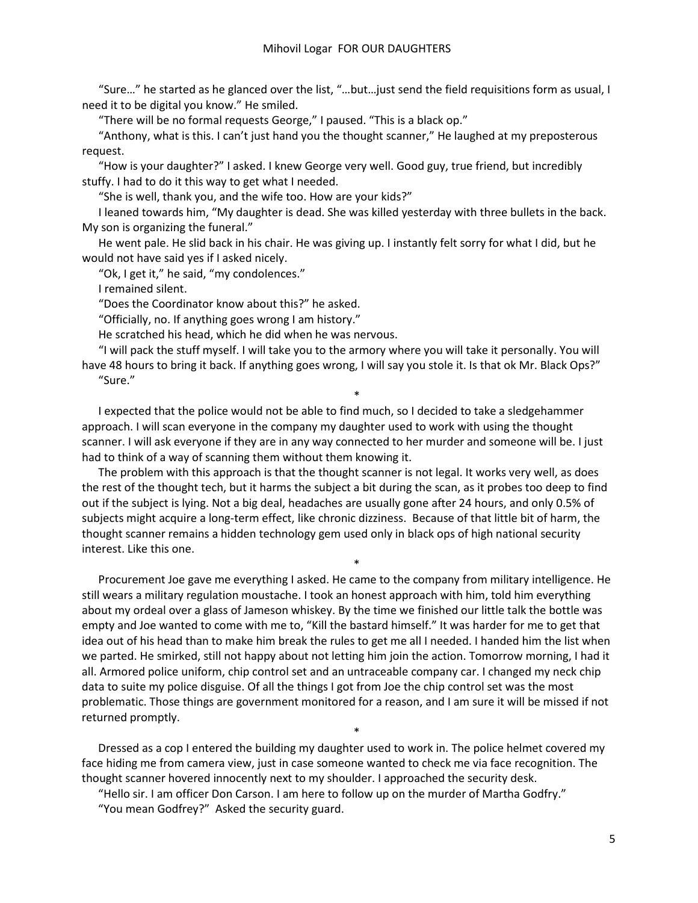"Sure…" he started as he glanced over the list, "…but…just send the field requisitions form as usual, I need it to be digital you know." He smiled.

"There will be no formal requests George," I paused. "This is a black op."

"Anthony, what is this. I can't just hand you the thought scanner," He laughed at my preposterous request.

"How is your daughter?" I asked. I knew George very well. Good guy, true friend, but incredibly stuffy. I had to do it this way to get what I needed.

"She is well, thank you, and the wife too. How are your kids?"

I leaned towards him, "My daughter is dead. She was killed yesterday with three bullets in the back. My son is organizing the funeral."

He went pale. He slid back in his chair. He was giving up. I instantly felt sorry for what I did, but he would not have said yes if I asked nicely.

"Ok, I get it," he said, "my condolences."

I remained silent.

"Does the Coordinator know about this?" he asked.

"Officially, no. If anything goes wrong I am history."

He scratched his head, which he did when he was nervous.

"I will pack the stuff myself. I will take you to the armory where you will take it personally. You will have 48 hours to bring it back. If anything goes wrong, I will say you stole it. Is that ok Mr. Black Ops?"

"Sure."

*

I expected that the police would not be able to find much, so I decided to take a sledgehammer approach. I will scan everyone in the company my daughter used to work with using the thought scanner. I will ask everyone if they are in any way connected to her murder and someone will be. I just had to think of a way of scanning them without them knowing it.

The problem with this approach is that the thought scanner is not legal. It works very well, as does the rest of the thought tech, but it harms the subject a bit during the scan, as it probes too deep to find out if the subject is lying. Not a big deal, headaches are usually gone after 24 hours, and only 0.5% of subjects might acquire a long-term effect, like chronic dizziness. Because of that little bit of harm, the thought scanner remains a hidden technology gem used only in black ops of high national security interest. Like this one.

*

Procurement Joe gave me everything I asked. He came to the company from military intelligence. He still wears a military regulation moustache. I took an honest approach with him, told him everything about my ordeal over a glass of Jameson whiskey. By the time we finished our little talk the bottle was empty and Joe wanted to come with me to, "Kill the bastard himself." It was harder for me to get that idea out of his head than to make him break the rules to get me all I needed. I handed him the list when we parted. He smirked, still not happy about not letting him join the action. Tomorrow morning, I had it all. Armored police uniform, chip control set and an untraceable company car. I changed my neck chip data to suite my police disguise. Of all the things I got from Joe the chip control set was the most problematic. Those things are government monitored for a reason, and I am sure it will be missed if not returned promptly.

*

Dressed as a cop I entered the building my daughter used to work in. The police helmet covered my face hiding me from camera view, just in case someone wanted to check me via face recognition. The thought scanner hovered innocently next to my shoulder. I approached the security desk.

"Hello sir. I am officer Don Carson. I am here to follow up on the murder of Martha Godfry."

"You mean Godfrey?" Asked the security guard.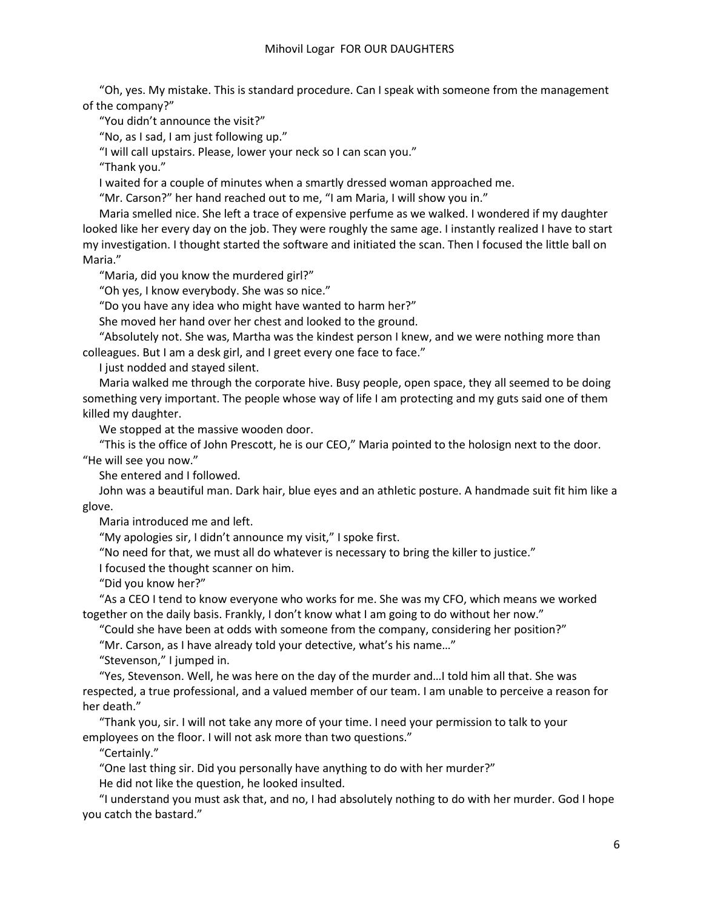"Oh, yes. My mistake. This is standard procedure. Can I speak with someone from the management of the company?"

"You didn't announce the visit?"

"No, as I sad, I am just following up."

"I will call upstairs. Please, lower your neck so I can scan you."

"Thank you."

I waited for a couple of minutes when a smartly dressed woman approached me.

"Mr. Carson?" her hand reached out to me, "I am Maria, I will show you in."

Maria smelled nice. She left a trace of expensive perfume as we walked. I wondered if my daughter looked like her every day on the job. They were roughly the same age. I instantly realized I have to start my investigation. I thought started the software and initiated the scan. Then I focused the little ball on Maria."

"Maria, did you know the murdered girl?"

"Oh yes, I know everybody. She was so nice."

"Do you have any idea who might have wanted to harm her?"

She moved her hand over her chest and looked to the ground.

"Absolutely not. She was, Martha was the kindest person I knew, and we were nothing more than colleagues. But I am a desk girl, and I greet every one face to face."

I just nodded and stayed silent.

Maria walked me through the corporate hive. Busy people, open space, they all seemed to be doing something very important. The people whose way of life I am protecting and my guts said one of them killed my daughter.

We stopped at the massive wooden door.

"This is the office of John Prescott, he is our CEO," Maria pointed to the holosign next to the door. "He will see you now."

She entered and I followed.

John was a beautiful man. Dark hair, blue eyes and an athletic posture. A handmade suit fit him like a glove.

Maria introduced me and left.

"My apologies sir, I didn't announce my visit," I spoke first.

"No need for that, we must all do whatever is necessary to bring the killer to justice."

I focused the thought scanner on him.

"Did you know her?"

"As a CEO I tend to know everyone who works for me. She was my CFO, which means we worked together on the daily basis. Frankly, I don't know what I am going to do without her now."

"Could she have been at odds with someone from the company, considering her position?"

"Mr. Carson, as I have already told your detective, what's his name…"

"Stevenson," I jumped in.

"Yes, Stevenson. Well, he was here on the day of the murder and…I told him all that. She was respected, a true professional, and a valued member of our team. I am unable to perceive a reason for her death."

"Thank you, sir. I will not take any more of your time. I need your permission to talk to your employees on the floor. I will not ask more than two questions."

"Certainly."

"One last thing sir. Did you personally have anything to do with her murder?"

He did not like the question, he looked insulted.

"I understand you must ask that, and no, I had absolutely nothing to do with her murder. God I hope you catch the bastard."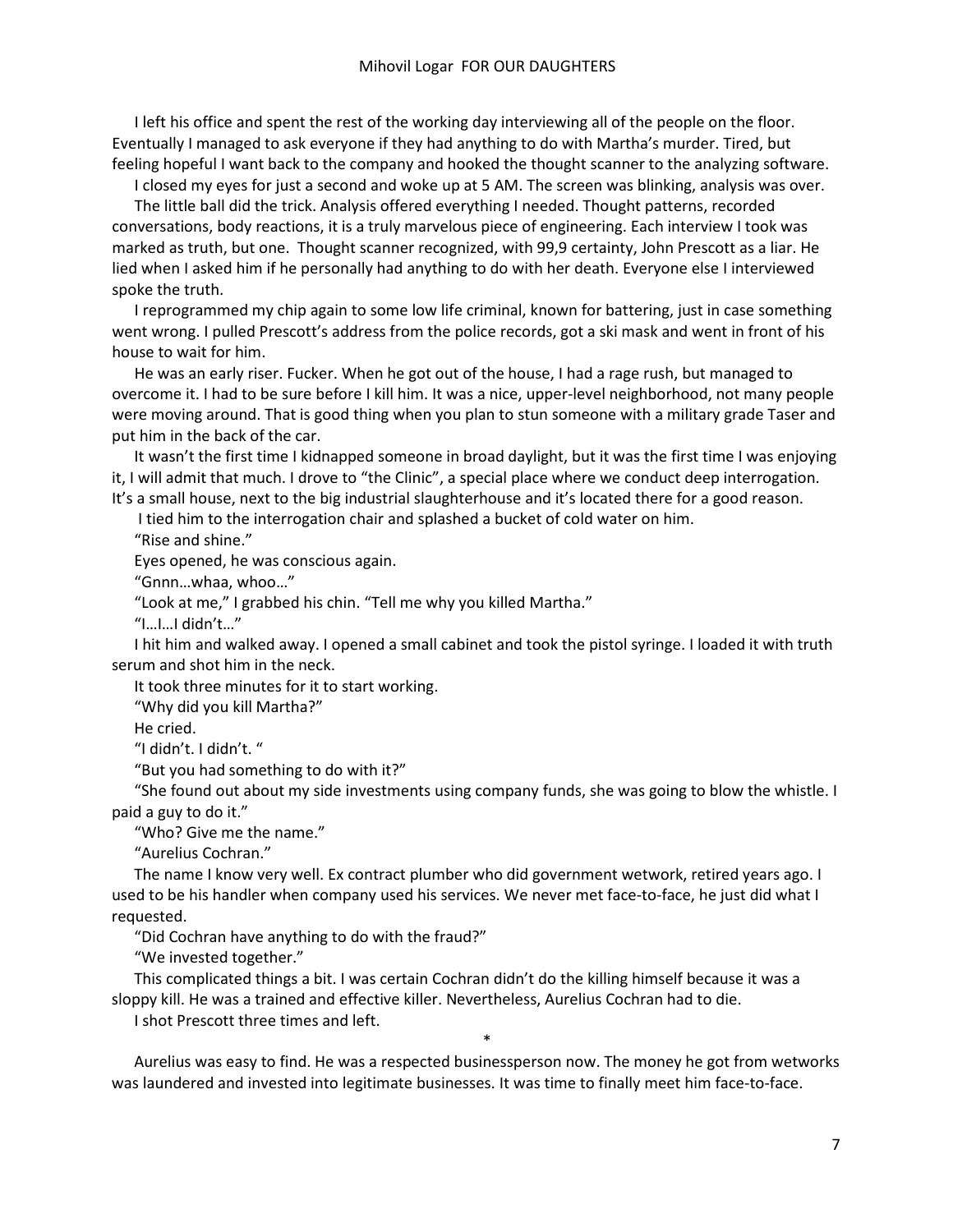I left his office and spent the rest of the working day interviewing all of the people on the floor. Eventually I managed to ask everyone if they had anything to do with Martha's murder. Tired, but feeling hopeful I want back to the company and hooked the thought scanner to the analyzing software.

I closed my eyes for just a second and woke up at 5 AM. The screen was blinking, analysis was over.

The little ball did the trick. Analysis offered everything I needed. Thought patterns, recorded conversations, body reactions, it is a truly marvelous piece of engineering. Each interview I took was marked as truth, but one. Thought scanner recognized, with 99,9 certainty, John Prescott as a liar. He lied when I asked him if he personally had anything to do with her death. Everyone else I interviewed spoke the truth.

I reprogrammed my chip again to some low life criminal, known for battering, just in case something went wrong. I pulled Prescott's address from the police records, got a ski mask and went in front of his house to wait for him.

He was an early riser. Fucker. When he got out of the house, I had a rage rush, but managed to overcome it. I had to be sure before I kill him. It was a nice, upper-level neighborhood, not many people were moving around. That is good thing when you plan to stun someone with a military grade Taser and put him in the back of the car.

It wasn't the first time I kidnapped someone in broad daylight, but it was the first time I was enjoying it, I will admit that much. I drove to "the Clinic", a special place where we conduct deep interrogation. It's a small house, next to the big industrial slaughterhouse and it's located there for a good reason.

I tied him to the interrogation chair and splashed a bucket of cold water on him.

"Rise and shine."

Eyes opened, he was conscious again.

"Gnnn…whaa, whoo…"

"Look at me," I grabbed his chin. "Tell me why you killed Martha."

"I…I…I didn't…"

I hit him and walked away. I opened a small cabinet and took the pistol syringe. I loaded it with truth serum and shot him in the neck.

It took three minutes for it to start working.

"Why did you kill Martha?"

He cried.

"I didn't. I didn't. "

"But you had something to do with it?"

"She found out about my side investments using company funds, she was going to blow the whistle. I paid a guy to do it."

"Who? Give me the name."

"Aurelius Cochran."

The name I know very well. Ex contract plumber who did government wetwork, retired years ago. I used to be his handler when company used his services. We never met face-to-face, he just did what I requested.

"Did Cochran have anything to do with the fraud?"

"We invested together."

This complicated things a bit. I was certain Cochran didn't do the killing himself because it was a sloppy kill. He was a trained and effective killer. Nevertheless, Aurelius Cochran had to die.

I shot Prescott three times and left.

*

Aurelius was easy to find. He was a respected businessperson now. The money he got from wetworks was laundered and invested into legitimate businesses. It was time to finally meet him face-to-face.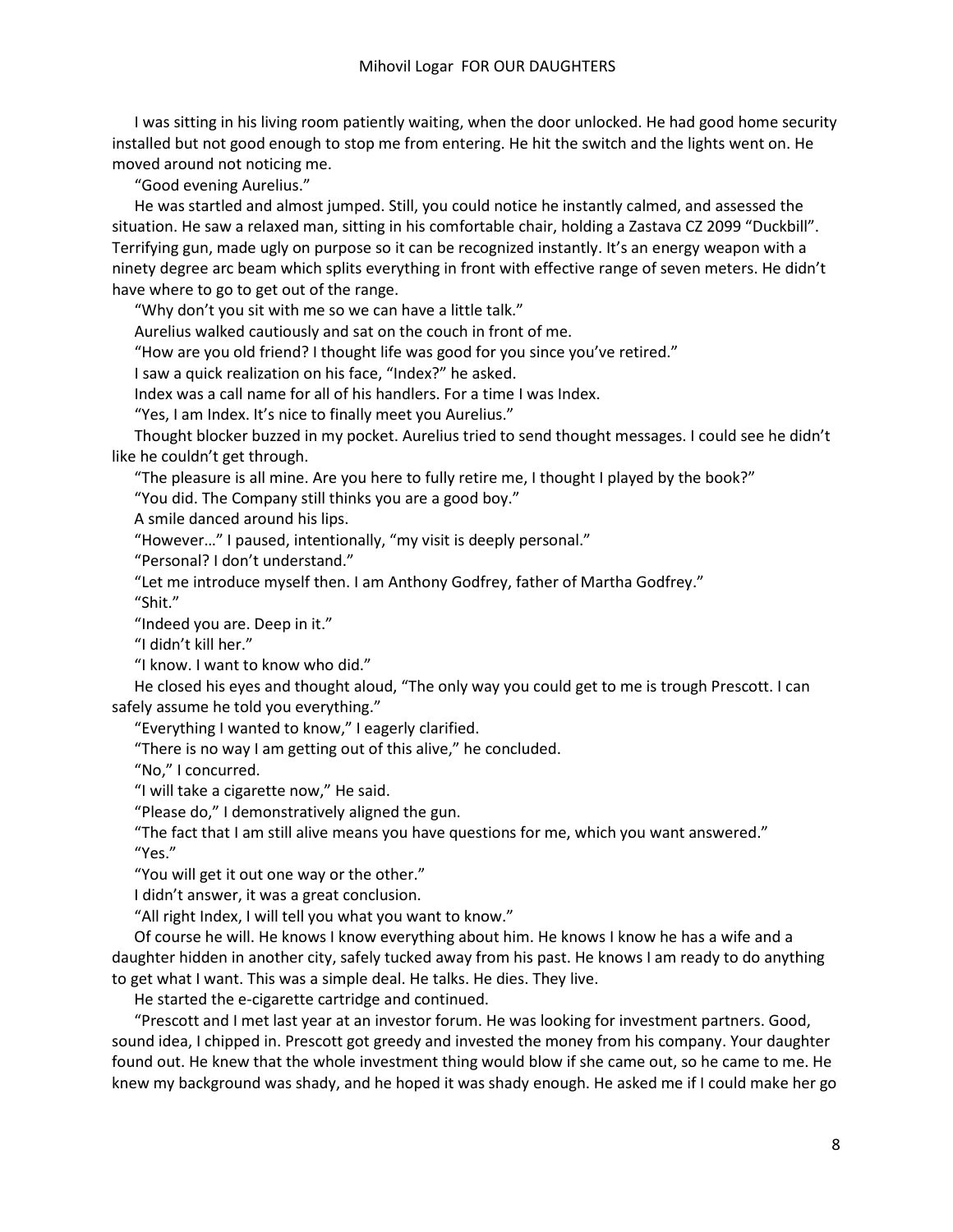I was sitting in his living room patiently waiting, when the door unlocked. He had good home security installed but not good enough to stop me from entering. He hit the switch and the lights went on. He moved around not noticing me.

"Good evening Aurelius."

He was startled and almost jumped. Still, you could notice he instantly calmed, and assessed the situation. He saw a relaxed man, sitting in his comfortable chair, holding a Zastava CZ 2099 "Duckbill". Terrifying gun, made ugly on purpose so it can be recognized instantly. It's an energy weapon with a ninety degree arc beam which splits everything in front with effective range of seven meters. He didn't have where to go to get out of the range.

"Why don't you sit with me so we can have a little talk."

Aurelius walked cautiously and sat on the couch in front of me.

"How are you old friend? I thought life was good for you since you've retired."

I saw a quick realization on his face, "Index?" he asked.

Index was a call name for all of his handlers. For a time I was Index.

"Yes, I am Index. It's nice to finally meet you Aurelius."

Thought blocker buzzed in my pocket. Aurelius tried to send thought messages. I could see he didn't like he couldn't get through.

"The pleasure is all mine. Are you here to fully retire me, I thought I played by the book?"

"You did. The Company still thinks you are a good boy."

A smile danced around his lips.

"However…" I paused, intentionally, "my visit is deeply personal."

"Personal? I don't understand."

"Let me introduce myself then. I am Anthony Godfrey, father of Martha Godfrey."

"Shit."

"Indeed you are. Deep in it."

"I didn't kill her."

"I know. I want to know who did."

He closed his eyes and thought aloud, "The only way you could get to me is trough Prescott. I can safely assume he told you everything."

"Everything I wanted to know," I eagerly clarified.

"There is no way I am getting out of this alive," he concluded.

"No," I concurred.

"I will take a cigarette now," He said.

"Please do," I demonstratively aligned the gun.

"The fact that I am still alive means you have questions for me, which you want answered."

"Yes."

"You will get it out one way or the other."

I didn't answer, it was a great conclusion.

"All right Index, I will tell you what you want to know."

Of course he will. He knows I know everything about him. He knows I know he has a wife and a daughter hidden in another city, safely tucked away from his past. He knows I am ready to do anything to get what I want. This was a simple deal. He talks. He dies. They live.

He started the e-cigarette cartridge and continued.

"Prescott and I met last year at an investor forum. He was looking for investment partners. Good, sound idea, I chipped in. Prescott got greedy and invested the money from his company. Your daughter found out. He knew that the whole investment thing would blow if she came out, so he came to me. He knew my background was shady, and he hoped it was shady enough. He asked me if I could make her go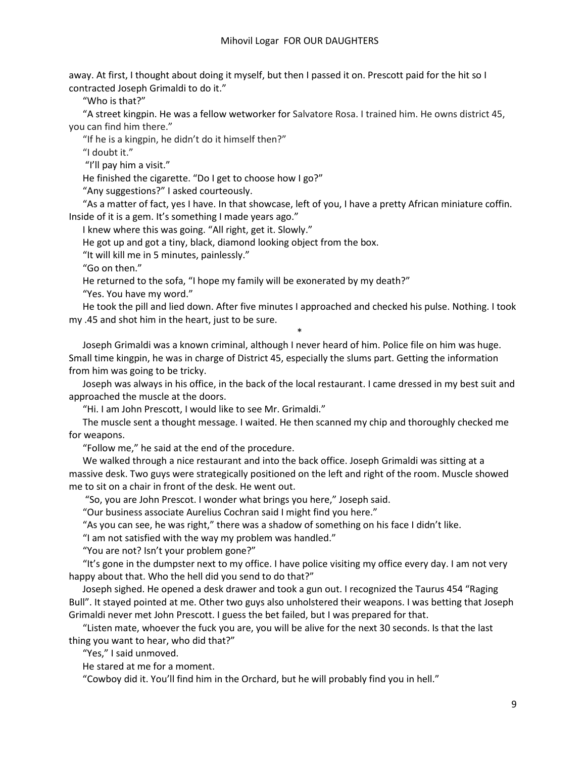away. At first, I thought about doing it myself, but then I passed it on. Prescott paid for the hit so I contracted Joseph Grimaldi to do it."

"Who is that?"

"A street kingpin. He was a fellow wetworker for Salvatore Rosa. I trained him. He owns district 45, you can find him there."

"If he is a kingpin, he didn't do it himself then?"

"I doubt it."

"I'll pay him a visit."

He finished the cigarette. "Do I get to choose how I go?"

"Any suggestions?" I asked courteously.

"As a matter of fact, yes I have. In that showcase, left of you, I have a pretty African miniature coffin. Inside of it is a gem. It's something I made years ago."

I knew where this was going. "All right, get it. Slowly."

He got up and got a tiny, black, diamond looking object from the box.

"It will kill me in 5 minutes, painlessly."

"Go on then."

He returned to the sofa, "I hope my family will be exonerated by my death?"

"Yes. You have my word."

He took the pill and lied down. After five minutes I approached and checked his pulse. Nothing. I took my .45 and shot him in the heart, just to be sure.

*

Joseph Grimaldi was a known criminal, although I never heard of him. Police file on him was huge. Small time kingpin, he was in charge of District 45, especially the slums part. Getting the information from him was going to be tricky.

Joseph was always in his office, in the back of the local restaurant. I came dressed in my best suit and approached the muscle at the doors.

"Hi. I am John Prescott, I would like to see Mr. Grimaldi."

The muscle sent a thought message. I waited. He then scanned my chip and thoroughly checked me for weapons.

"Follow me," he said at the end of the procedure.

We walked through a nice restaurant and into the back office. Joseph Grimaldi was sitting at a massive desk. Two guys were strategically positioned on the left and right of the room. Muscle showed me to sit on a chair in front of the desk. He went out.

"So, you are John Prescot. I wonder what brings you here," Joseph said.

"Our business associate Aurelius Cochran said I might find you here."

"As you can see, he was right," there was a shadow of something on his face I didn't like.

"I am not satisfied with the way my problem was handled."

"You are not? Isn't your problem gone?"

"It's gone in the dumpster next to my office. I have police visiting my office every day. I am not very happy about that. Who the hell did you send to do that?"

Joseph sighed. He opened a desk drawer and took a gun out. I recognized the Taurus 454 "Raging Bull". It stayed pointed at me. Other two guys also unholstered their weapons. I was betting that Joseph Grimaldi never met John Prescott. I guess the bet failed, but I was prepared for that.

"Listen mate, whoever the fuck you are, you will be alive for the next 30 seconds. Is that the last thing you want to hear, who did that?"

"Yes," I said unmoved.

He stared at me for a moment.

"Cowboy did it. You'll find him in the Orchard, but he will probably find you in hell."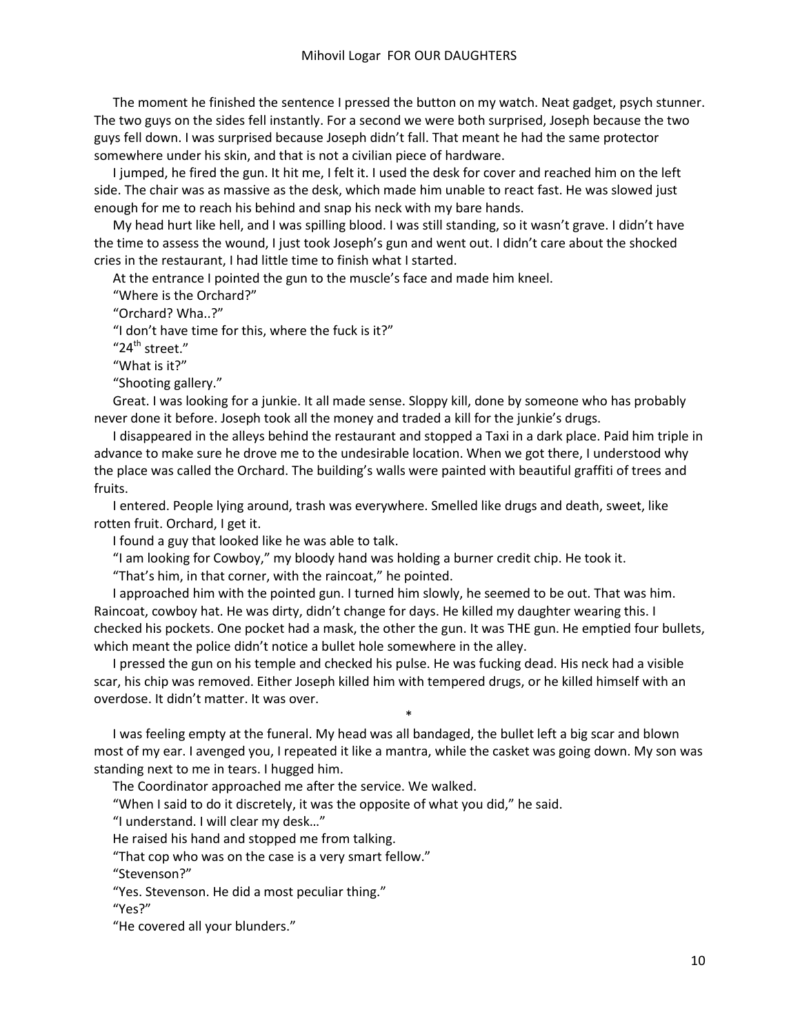The moment he finished the sentence I pressed the button on my watch. Neat gadget, psych stunner. The two guys on the sides fell instantly. For a second we were both surprised, Joseph because the two guys fell down. I was surprised because Joseph didn't fall. That meant he had the same protector somewhere under his skin, and that is not a civilian piece of hardware.

I jumped, he fired the gun. It hit me, I felt it. I used the desk for cover and reached him on the left side. The chair was as massive as the desk, which made him unable to react fast. He was slowed just enough for me to reach his behind and snap his neck with my bare hands.

My head hurt like hell, and I was spilling blood. I was still standing, so it wasn't grave. I didn't have the time to assess the wound, I just took Joseph's gun and went out. I didn't care about the shocked cries in the restaurant, I had little time to finish what I started.

At the entrance I pointed the gun to the muscle's face and made him kneel.

"Where is the Orchard?"

"Orchard? Wha..?"

"I don't have time for this, where the fuck is it?"

"24th street."

"What is it?"

"Shooting gallery."

Great. I was looking for a junkie. It all made sense. Sloppy kill, done by someone who has probably never done it before. Joseph took all the money and traded a kill for the junkie's drugs.

I disappeared in the alleys behind the restaurant and stopped a Taxi in a dark place. Paid him triple in advance to make sure he drove me to the undesirable location. When we got there, I understood why the place was called the Orchard. The building's walls were painted with beautiful graffiti of trees and fruits.

I entered. People lying around, trash was everywhere. Smelled like drugs and death, sweet, like rotten fruit. Orchard, I get it.

I found a guy that looked like he was able to talk.

"I am looking for Cowboy," my bloody hand was holding a burner credit chip. He took it.

"That's him, in that corner, with the raincoat," he pointed.

I approached him with the pointed gun. I turned him slowly, he seemed to be out. That was him. Raincoat, cowboy hat. He was dirty, didn't change for days. He killed my daughter wearing this. I checked his pockets. One pocket had a mask, the other the gun. It was THE gun. He emptied four bullets, which meant the police didn't notice a bullet hole somewhere in the alley.

I pressed the gun on his temple and checked his pulse. He was fucking dead. His neck had a visible scar, his chip was removed. Either Joseph killed him with tempered drugs, or he killed himself with an overdose. It didn't matter. It was over.

*

I was feeling empty at the funeral. My head was all bandaged, the bullet left a big scar and blown most of my ear. I avenged you, I repeated it like a mantra, while the casket was going down. My son was standing next to me in tears. I hugged him.

The Coordinator approached me after the service. We walked.

"When I said to do it discretely, it was the opposite of what you did," he said.

"I understand. I will clear my desk…"

He raised his hand and stopped me from talking.

"That cop who was on the case is a very smart fellow."

"Stevenson?"

"Yes. Stevenson. He did a most peculiar thing."

"Yes?"

"He covered all your blunders."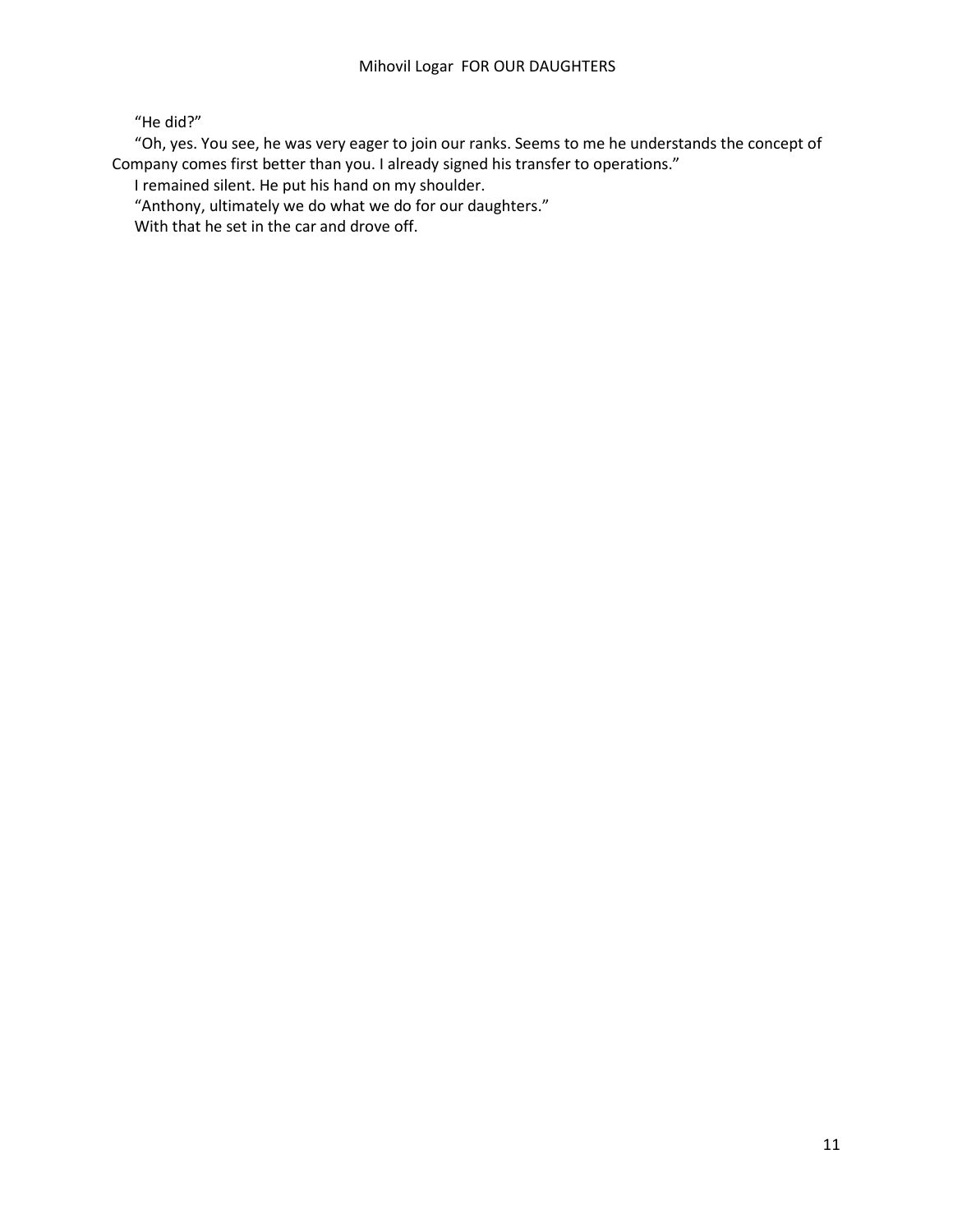"He did?"

"Oh, yes. You see, he was very eager to join our ranks. Seems to me he understands the concept of Company comes first better than you. I already signed his transfer to operations."

I remained silent. He put his hand on my shoulder.

"Anthony, ultimately we do what we do for our daughters."

With that he set in the car and drove off.